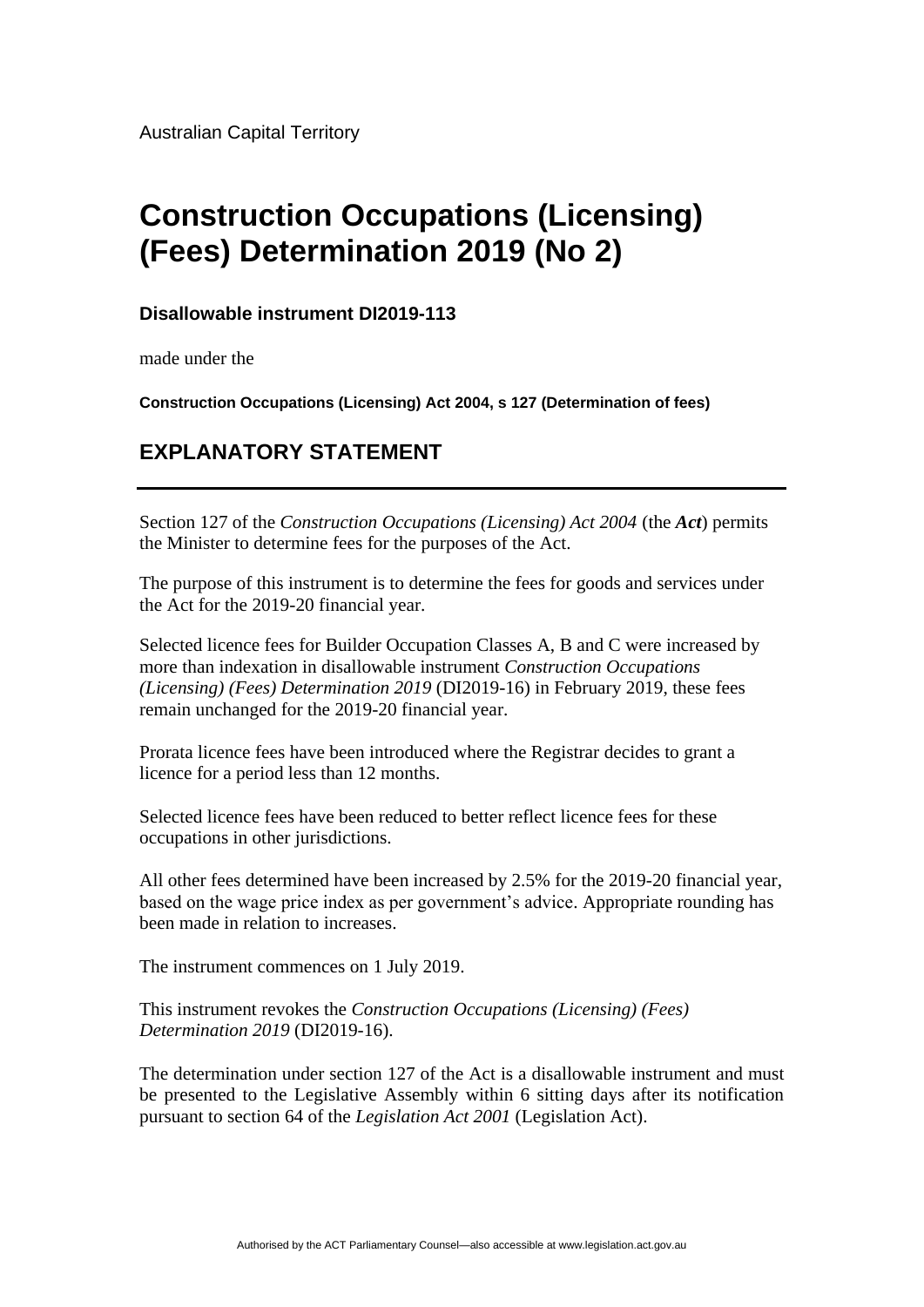Australian Capital Territory

# Construction Occupations (Licensing) (Fees) Determination 2019 (No 2)

**Disallowable instrument DI2019-113**

made under the

**Construction Occupations (Licensing) Act 2004, s 127 (Determination of fees)**

## EXPLANATORY STATEMENT

Section 127 of the *Construction Occupations (Licensing) Act 2004* (the ***Act***) permits the Minister to determine fees for the purposes of the Act.

The purpose of this instrument is to determine the fees for goods and services under the Act for the 2019-20 financial year.

Selected licence fees for Builder Occupation Classes A, B and C were increased by more than indexation in disallowable instrument *Construction Occupations (Licensing) (Fees) Determination 2019* (DI2019-16) in February 2019, these fees remain unchanged for the 2019-20 financial year.

Prorata licence fees have been introduced where the Registrar decides to grant a licence for a period less than 12 months.

Selected licence fees have been reduced to better reflect licence fees for these occupations in other jurisdictions.

All other fees determined have been increased by 2.5% for the 2019-20 financial year, based on the wage price index as per government's advice. Appropriate rounding has been made in relation to increases.

The instrument commences on 1 July 2019.

This instrument revokes the *Construction Occupations (Licensing) (Fees) Determination 2019* (DI2019-16).

The determination under section 127 of the Act is a disallowable instrument and must be presented to the Legislative Assembly within 6 sitting days after its notification pursuant to section 64 of the *Legislation Act 2001* (Legislation Act).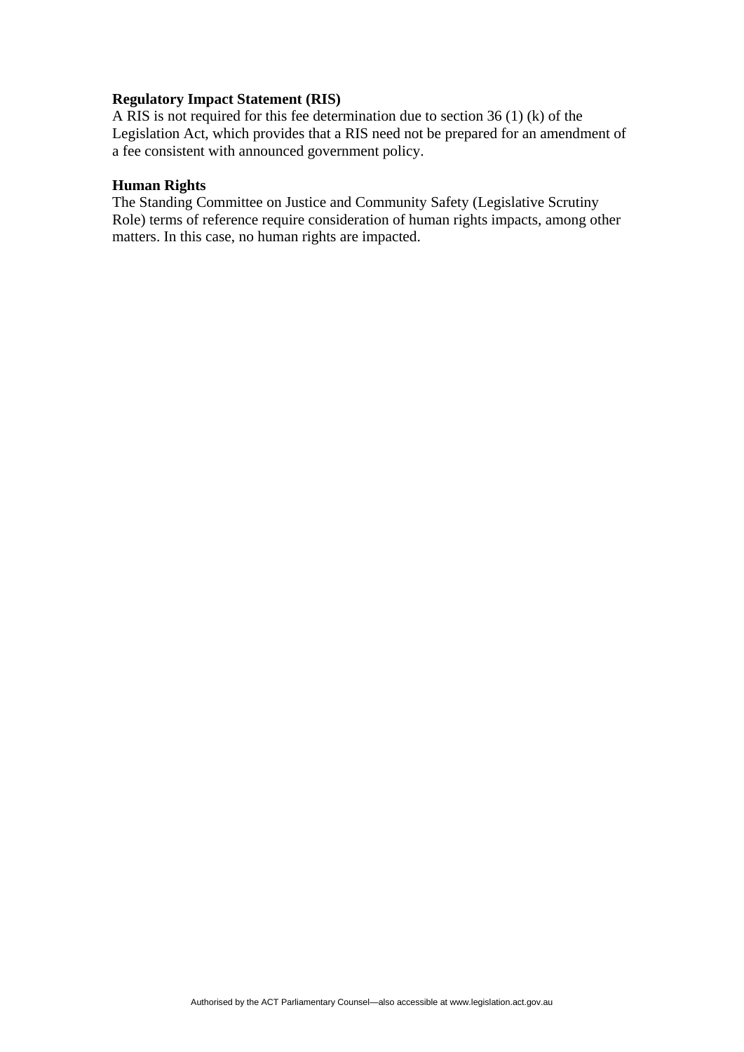**Regulatory Impact Statement (RIS)**

A RIS is not required for this fee determination due to section 36 (1) (k) of the Legislation Act, which provides that a RIS need not be prepared for an amendment of a fee consistent with announced government policy.

**Human Rights**

The Standing Committee on Justice and Community Safety (Legislative Scrutiny Role) terms of reference require consideration of human rights impacts, among other matters. In this case, no human rights are impacted.